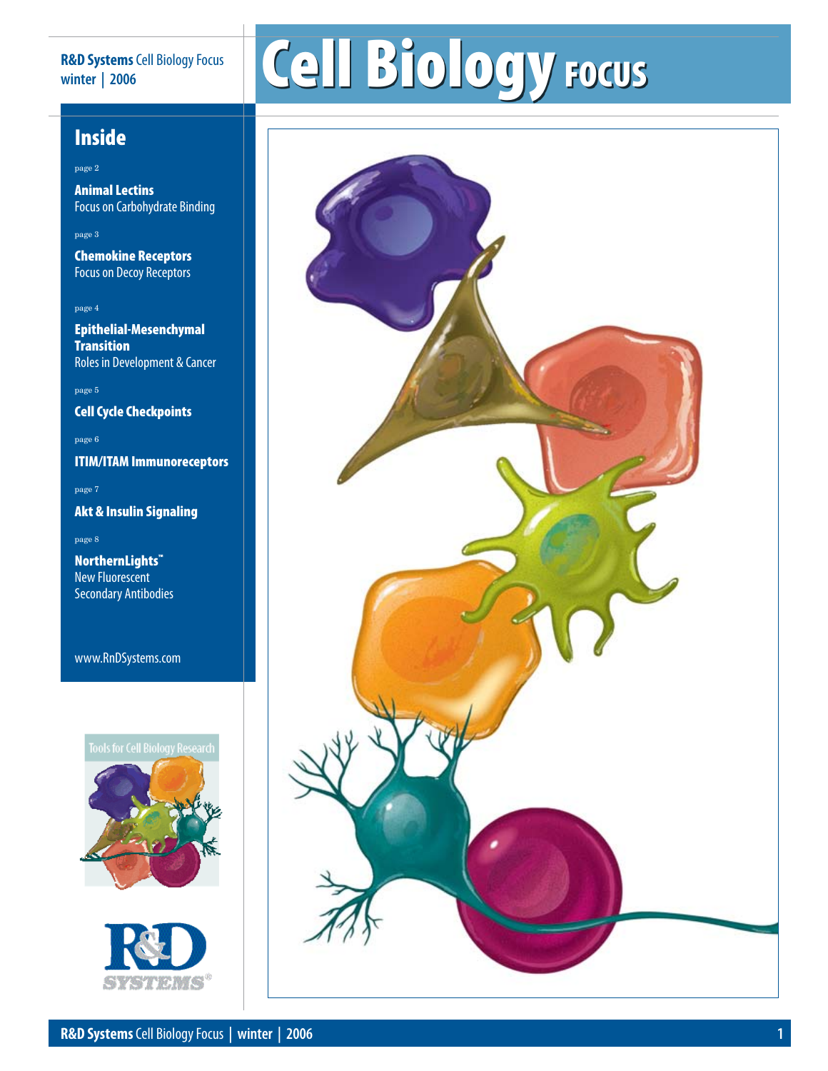# Cell Biology FOCUS

R&D Systems Cell Biology Focus
winter | 2006

## Inside

page 2

**Animal Lectins**
Focus on Carbohydrate Binding

page 3

**Chemokine Receptors**
Focus on Decoy Receptors

page 4

**Epithelial-Mesenchymal Transition**
Roles in Development & Cancer

page 5

**Cell Cycle Checkpoints**

page 6

**ITIM/ITAM Immunoreceptors**

page 7

**Akt & Insulin Signaling**

page 8

**NorthernLights™**
New Fluorescent Secondary Antibodies

www.RnDSystems.com

Tools for Cell Biology Research

R&D SYSTEMS®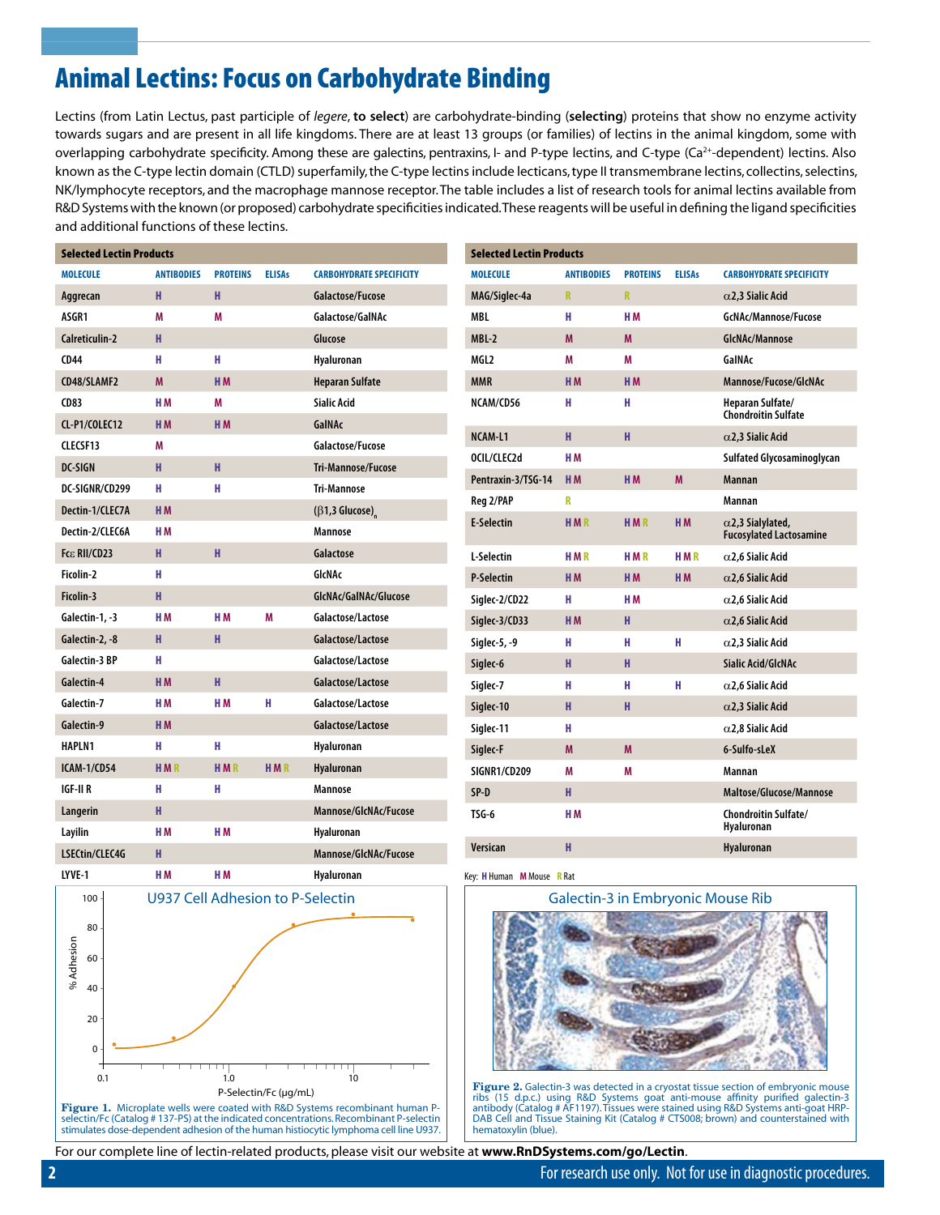# Animal Lectins: Focus on Carbohydrate Binding

Lectins (from Latin Lectus, past participle of *legere*, **to select**) are carbohydrate-binding (**selecting**) proteins that show no enzyme activity towards sugars and are present in all life kingdoms. There are at least 13 groups (or families) of lectins in the animal kingdom, some with overlapping carbohydrate specificity. Among these are galectins, pentraxins, I- and P-type lectins, and C-type ($Ca^{2+}$-dependent) lectins. Also known as the C-type lectin domain (CTLD) superfamily, the C-type lectins include lecticans, type II transmembrane lectins, collectins, selectins, NK/lymphocyte receptors, and the macrophage mannose receptor. The table includes a list of research tools for animal lectins available from R&D Systems with the known (or proposed) carbohydrate specificities indicated. These reagents will be useful in defining the ligand specificities and additional functions of these lectins.

**Selected Lectin Products**

| MOLECULE | ANTIBODIES | PROTEINS | ELISAs | CARBOHYDRATE SPECIFICITY |
|---|---|---|---|---|
| Aggrecan | H | H | | Galactose/Fucose |
| ASGR1 | M | M | | Galactose/GalNAc |
| Calreticulin-2 | H | | | Glucose |
| CD44 | H | H | | Hyaluronan |
| CD48/SLAMF2 | M | H M | | Heparan Sulfate |
| CD83 | H M | M | | Sialic Acid |
| CL-P1/COLEC12 | H M | H M | | GalNAc |
| CLECSF13 | M | | | Galactose/Fucose |
| DC-SIGN | H | H | | Tri-Mannose/Fucose |
| DC-SIGNR/CD299 | H | H | | Tri-Mannose |
| Dectin-1/CLEC7A | H M | | | ($\beta$1,3 Glucose)$_n$ |
| Dectin-2/CLEC6A | H M | | | Mannose |
| Fcε RII/CD23 | H | H | | Galactose |
| Ficolin-2 | H | | | GlcNAc |
| Ficolin-3 | H | | | GlcNAc/GalNAc/Glucose |
| Galectin-1, -3 | H M | H M | M | Galactose/Lactose |
| Galectin-2, -8 | H | H | | Galactose/Lactose |
| Galectin-3 BP | H | | | Galactose/Lactose |
| Galectin-4 | H M | H | | Galactose/Lactose |
| Galectin-7 | H M | H M | H | Galactose/Lactose |
| Galectin-9 | H M | | | Galactose/Lactose |
| HAPLN1 | H | H | | Hyaluronan |
| ICAM-1/CD54 | H M R | H M R | H M R | Hyaluronan |
| IGF-II R | H | H | | Mannose |
| Langerin | H | | | Mannose/GlcNAc/Fucose |
| Layilin | H M | H M | | Hyaluronan |
| LSECtin/CLEC4G | H | | | Mannose/GlcNAc/Fucose |
| LYVE-1 | H M | H M | | Hyaluronan |
| MAG/Siglec-4a | R | R | | $\alpha$2,3 Sialic Acid |
| MBL | H | H M | | GcNAc/Mannose/Fucose |
| MBL-2 | M | M | | GlcNAc/Mannose |
| MGL2 | M | M | | GalNAc |
| MMR | H M | H M | | Mannose/Fucose/GlcNAc |
| NCAM/CD56 | H | H | | Heparan Sulfate/ Chondroitin Sulfate |
| NCAM-L1 | H | H | | $\alpha$2,3 Sialic Acid |
| OCIL/CLEC2d | H M | | | Sulfated Glycosaminoglycan |
| Pentraxin-3/TSG-14 | H M | H M | M | Mannan |
| Reg 2/PAP | R | | | Mannan |
| E-Selectin | H M R | H M R | H M | $\alpha$2,3 Sialylated, Fucosylated Lactosamine |
| L-Selectin | H M R | H M R | H M R | $\alpha$2,6 Sialic Acid |
| P-Selectin | H M | H M | H M | $\alpha$2,6 Sialic Acid |
| Siglec-2/CD22 | H | H M | | $\alpha$2,6 Sialic Acid |
| Siglec-3/CD33 | H M | H | | $\alpha$2,6 Sialic Acid |
| Siglec-5, -9 | H | H | H | $\alpha$2,3 Sialic Acid |
| Siglec-6 | H | H | | Sialic Acid/GlcNAc |
| Siglec-7 | H | H | H | $\alpha$2,6 Sialic Acid |
| Siglec-10 | H | H | | $\alpha$2,3 Sialic Acid |
| Siglec-11 | H | | | $\alpha$2,8 Sialic Acid |
| Siglec-F | M | M | | 6-Sulfo-sLeX |
| SIGNR1/CD209 | M | M | | Mannan |
| SP-D | H | | | Maltose/Glucose/Mannose |
| TSG-6 | H M | | | Chondroitin Sulfate/ Hyaluronan |
| Versican | H | | | Hyaluronan |

Key: H Human M Mouse R Rat

**Figure 1.** Microplate wells were coated with R&D Systems recombinant human P-selectin/Fc (Catalog # 137-PS) at the indicated concentrations. Recombinant P-selectin stimulates dose-dependent adhesion of the human histiocytic lymphoma cell line U937.

**Figure 2.** Galectin-3 was detected in a cryostat tissue section of embryonic mouse ribs (15 d.p.c.) using R&D Systems goat anti-mouse affinity purified galectin-3 antibody (Catalog # AF1197). Tissues were stained using R&D Systems anti-goat HRP-DAB Cell and Tissue Staining Kit (Catalog # CTS008; brown) and counterstained with hematoxylin (blue).

For our complete line of lectin-related products, please visit our website at **www.RnDSystems.com/go/Lectin**.

For research use only. Not for use in diagnostic procedures.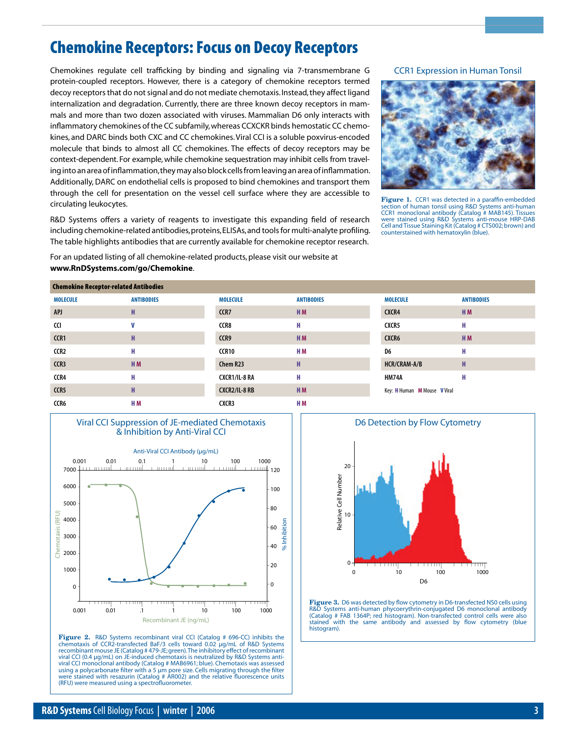# Chemokine Receptors: Focus on Decoy Receptors

Chemokines regulate cell trafficking by binding and signaling via 7-transmembrane G protein-coupled receptors. However, there is a category of chemokine receptors termed decoy receptors that do not signal and do not mediate chemotaxis. Instead, they affect ligand internalization and degradation. Currently, there are three known decoy receptors in mammals and more than two dozen associated with viruses. Mammalian D6 only interacts with inflammatory chemokines of the CC subfamily, whereas CCXCKR binds hemostatic CC chemokines, and DARC binds both CXC and CC chemokines. Viral CCI is a soluble poxvirus-encoded molecule that binds to almost all CC chemokines. The effects of decoy receptors may be context-dependent. For example, while chemokine sequestration may inhibit cells from traveling into an area of inflammation, they may also block cells from leaving an area of inflammation. Additionally, DARC on endothelial cells is proposed to bind chemokines and transport them through the cell for presentation on the vessel cell surface where they are accessible to circulating leukocytes.

R&D Systems offers a variety of reagents to investigate this expanding field of research including chemokine-related antibodies, proteins, ELISAs, and tools for multi-analyte profiling. The table highlights antibodies that are currently available for chemokine receptor research.

For an updated listing of all chemokine-related products, please visit our website at **www.RnDSystems.com/go/Chemokine**.

CCR1 Expression in Human Tonsil

**Figure 1.** CCR1 was detected in a paraffin-embedded section of human tonsil using R&D Systems anti-human CCR1 monoclonal antibody (Catalog # MAB145). Tissues were stained using R&D Systems anti-mouse HRP-DAB Cell and Tissue Staining Kit (Catalog # CTS002; brown) and counterstained with hematoxylin (blue).

**Chemokine Receptor-related Antibodies**

| MOLECULE | ANTIBODIES | MOLECULE | ANTIBODIES | MOLECULE | ANTIBODIES |
|---|---|---|---|---|---|
| APJ | H | CCR7 | H M | CXCR4 | H M |
| CCI | V | CCR8 | H | CXCR5 | H |
| CCR1 | H | CCR9 | H M | CXCR6 | H M |
| CCR2 | H | CCR10 | H M | D6 | H |
| CCR3 | H M | Chem R23 | H | HCR/CRAM-A/B | H |
| CCR4 | H | CXCR1/IL-8 RA | H | HM74A | H |
| CCR5 | H | CXCR2/IL-8 RB | H M | | |
| CCR6 | H M | CXCR3 | H M | | |

Key: H Human M Mouse V Viral

Viral CCI Suppression of JE-mediated Chemotaxis & Inhibition by Anti-Viral CCI

**Figure 2.** R&D Systems recombinant viral CCI (Catalog # 696-CC) inhibits the chemotaxis of CCR2-transfected BaF/3 cells toward 0.02 μg/mL of R&D Systems recombinant mouse JE (Catalog # 479-JE; green). The inhibitory effect of recombinant viral CCI (0.4 μg/mL) on JE-induced chemotaxis is neutralized by R&D Systems anti-viral CCI monoclonal antibody (Catalog # MAB6961; blue). Chemotaxis was assessed using a polycarbonate filter with a 5 μm pore size. Cells migrating through the filter were stained with resazurin (Catalog # AR002) and the relative fluorescence units (RFU) were measured using a spectrofluorometer.

D6 Detection by Flow Cytometry

**Figure 3.** D6 was detected by flow cytometry in D6-transfected NS0 cells using R&D Systems anti-human phycoerythrin-conjugated D6 monoclonal antibody (Catalog # FAB 1364P; red histogram). Non-transfected control cells were also stained with the same antibody and assessed by flow cytometry (blue histogram).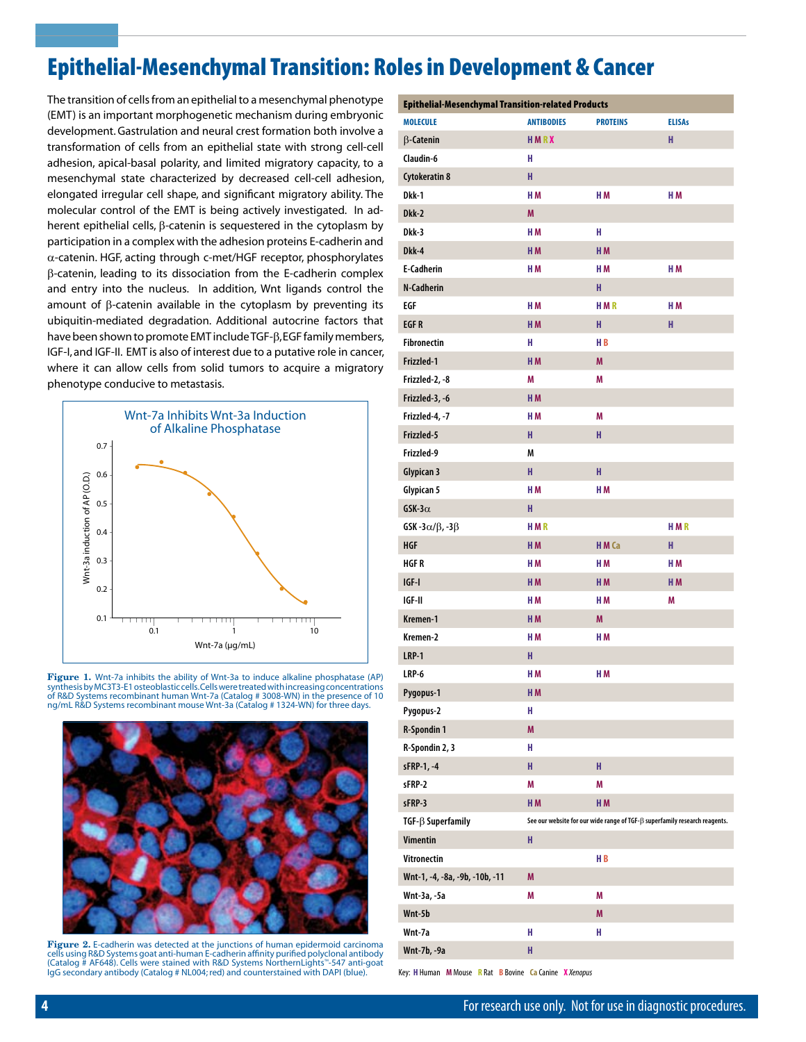# Epithelial-Mesenchymal Transition: Roles in Development & Cancer

The transition of cells from an epithelial to a mesenchymal phenotype (EMT) is an important morphogenetic mechanism during embryonic development. Gastrulation and neural crest formation both involve a transformation of cells from an epithelial state with strong cell-cell adhesion, apical-basal polarity, and limited migratory capacity, to a mesenchymal state characterized by decreased cell-cell adhesion, elongated irregular cell shape, and significant migratory ability. The molecular control of the EMT is being actively investigated. In adherent epithelial cells, β-catenin is sequestered in the cytoplasm by participation in a complex with the adhesion proteins E-cadherin and α-catenin. HGF, acting through c-met/HGF receptor, phosphorylates β-catenin, leading to its dissociation from the E-cadherin complex and entry into the nucleus. In addition, Wnt ligands control the amount of β-catenin available in the cytoplasm by preventing its ubiquitin-mediated degradation. Additional autocrine factors that have been shown to promote EMT include TGF-β, EGF family members, IGF-I, and IGF-II. EMT is also of interest due to a putative role in cancer, where it can allow cells from solid tumors to acquire a migratory phenotype conducive to metastasis.

**Figure 1.** Wnt-7a inhibits the ability of Wnt-3a to induce alkaline phosphatase (AP) synthesis by MC3T3-E1 osteoblastic cells. Cells were treated with increasing concentrations of R&D Systems recombinant human Wnt-7a (Catalog # 3008-WN) in the presence of 10 ng/mL R&D Systems recombinant mouse Wnt-3a (Catalog # 1324-WN) for three days.

**Figure 2.** E-cadherin was detected at the junctions of human epidermoid carcinoma cells using R&D Systems goat anti-human E-cadherin affinity purified polyclonal antibody (Catalog # AF648). Cells were stained with R&D Systems NorthernLights™-547 anti-goat IgG secondary antibody (Catalog # NL004; red) and counterstained with DAPI (blue).

**Epithelial-Mesenchymal Transition-related Products**

| MOLECULE | ANTIBODIES | PROTEINS | ELISAs |
|---|---|---|---|
| β-Catenin | H M R X | | H |
| Claudin-6 | H | | |
| Cytokeratin 8 | H | | |
| Dkk-1 | H M | H M | H M |
| Dkk-2 | M | | |
| Dkk-3 | H M | H | |
| Dkk-4 | H M | H M | |
| E-Cadherin | H M | H M | H M |
| N-Cadherin | | H | |
| EGF | H M | H M R | H M |
| EGF R | H M | H | H |
| Fibronectin | H | H B | |
| Frizzled-1 | H M | M | |
| Frizzled-2, -8 | M | M | |
| Frizzled-3, -6 | H M | | |
| Frizzled-4, -7 | H M | M | |
| Frizzled-5 | H | H | |
| Frizzled-9 | M | | |
| Glypican 3 | H | H | |
| Glypican 5 | H M | H M | |
| GSK-3α | H | | |
| GSK -3α/β, -3β | H M R | | H M R |
| HGF | H M | H M Ca | H |
| HGF R | H M | H M | H M |
| IGF-I | H M | H M | H M |
| IGF-II | H M | H M | M |
| Kremen-1 | H M | M | |
| Kremen-2 | H M | H M | |
| LRP-1 | H | | |
| LRP-6 | H M | H M | |
| Pygopus-1 | H M | | |
| Pygopus-2 | H | | |
| R-Spondin 1 | M | | |
| R-Spondin 2, 3 | H | | |
| sFRP-1, -4 | H | H | |
| sFRP-2 | M | M | |
| sFRP-3 | H M | H M | |
| TGF-β Superfamily | See our website for our wide range of TGF-β superfamily research reagents. | | |
| Vimentin | H | | |
| Vitronectin | | H B | |
| Wnt-1, -4, -8a, -9b, -10b, -11 | M | | |
| Wnt-3a, -5a | M | M | |
| Wnt-5b | | M | |
| Wnt-7a | H | H | |
| Wnt-7b, -9a | H | | |

Key: H Human M Mouse R Rat B Bovine Ca Canine X *Xenopus*

For research use only. Not for use in diagnostic procedures.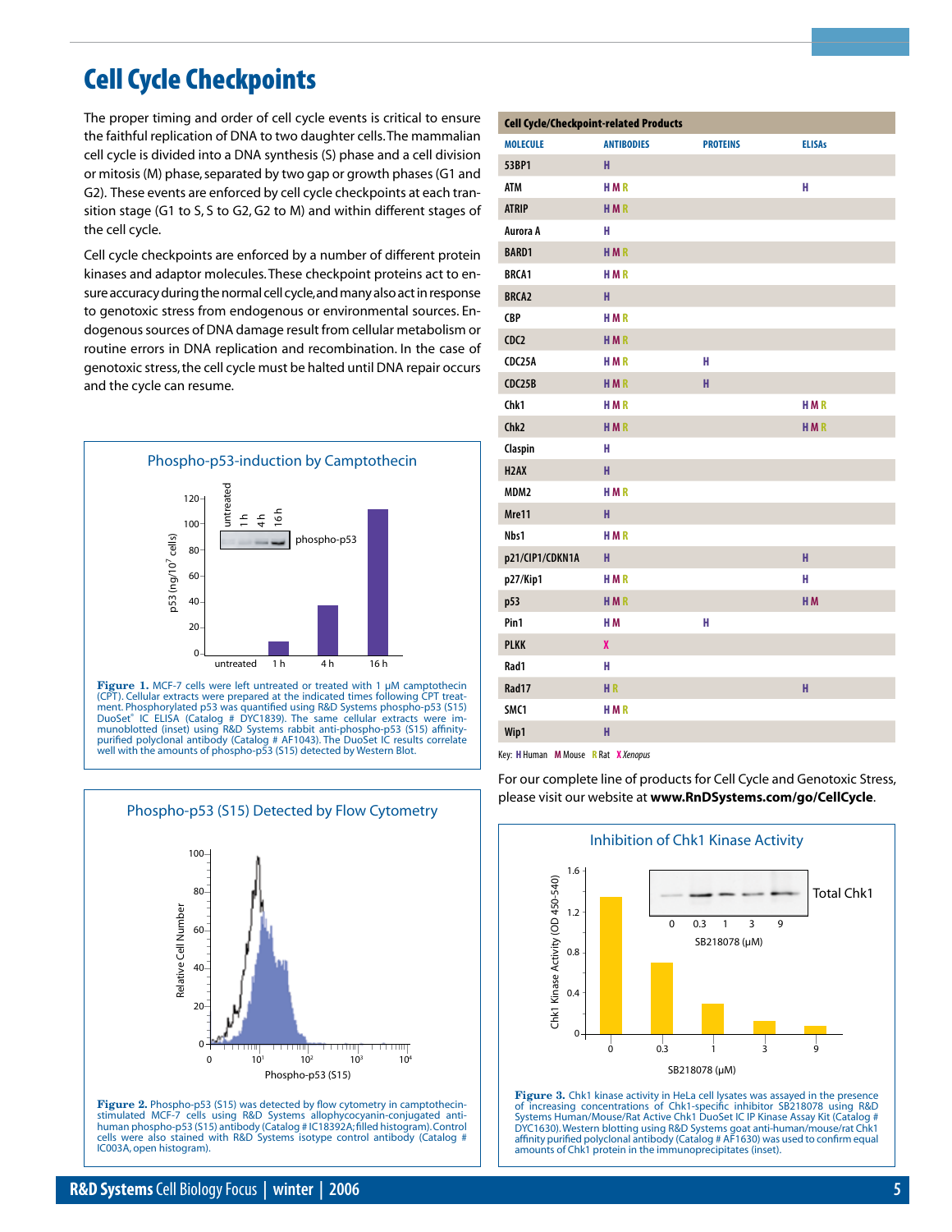# Cell Cycle Checkpoints

The proper timing and order of cell cycle events is critical to ensure the faithful replication of DNA to two daughter cells. The mammalian cell cycle is divided into a DNA synthesis (S) phase and a cell division or mitosis (M) phase, separated by two gap or growth phases (G1 and G2). These events are enforced by cell cycle checkpoints at each transition stage (G1 to S, S to G2, G2 to M) and within different stages of the cell cycle.

Cell cycle checkpoints are enforced by a number of different protein kinases and adaptor molecules. These checkpoint proteins act to ensure accuracy during the normal cell cycle, and many also act in response to genotoxic stress from endogenous or environmental sources. Endogenous sources of DNA damage result from cellular metabolism or routine errors in DNA replication and recombination. In the case of genotoxic stress, the cell cycle must be halted until DNA repair occurs and the cycle can resume.

## Phospho-p53-induction by Camptothecin

**Figure 1.** MCF-7 cells were left untreated or treated with 1 µM camptothecin (CPT). Cellular extracts were prepared at the indicated times following CPT treatment. Phosphorylated p53 was quantified using R&D Systems phospho-p53 (S15) DuoSet® IC ELISA (Catalog # DYC1839). The same cellular extracts were immunoblotted (inset) using R&D Systems rabbit anti-phospho-p53 (S15) affinity-purified polyclonal antibody (Catalog # AF1043). The DuoSet IC results correlate well with the amounts of phospho-p53 (S15) detected by Western Blot.

## Phospho-p53 (S15) Detected by Flow Cytometry

**Figure 2.** Phospho-p53 (S15) was detected by flow cytometry in camptothecin-stimulated MCF-7 cells using R&D Systems allophycocyanin-conjugated anti-human phospho-p53 (S15) antibody (Catalog # IC18392A; filled histogram). Control cells were also stained with R&D Systems isotype control antibody (Catalog # IC003A, open histogram).

| Cell Cycle/Checkpoint-related Products | | | |
|---|---|---|---|
| **MOLECULE** | **ANTIBODIES** | **PROTEINS** | **ELISAs** |
| 53BP1 | H | | |
| ATM | H M R | | H |
| ATRIP | H M R | | |
| Aurora A | H | | |
| BARD1 | H M R | | |
| BRCA1 | H M R | | |
| BRCA2 | H | | |
| CBP | H M R | | |
| CDC2 | H M R | | |
| CDC25A | H M R | H | |
| CDC25B | H M R | H | |
| Chk1 | H M R | | H M R |
| Chk2 | H M R | | H M R |
| Claspin | H | | |
| H2AX | H | | |
| MDM2 | H M R | | |
| Mre11 | H | | |
| Nbs1 | H M R | | |
| p21/CIP1/CDKN1A | H | | H |
| p27/Kip1 | H M R | | H |
| p53 | H M R | | H M |
| Pin1 | H M | H | |
| PLKK | X | | |
| Rad1 | H | | |
| Rad17 | H R | | H |
| SMC1 | H M R | | |
| Wip1 | H | | |

Key: H Human M Mouse R Rat X *Xenopus*

For our complete line of products for Cell Cycle and Genotoxic Stress, please visit our website at **www.RnDSystems.com/go/CellCycle**.

## Inhibition of Chk1 Kinase Activity

**Figure 3.** Chk1 kinase activity in HeLa cell lysates was assayed in the presence of increasing concentrations of Chk1-specific inhibitor SB218078 using R&D Systems Human/Mouse/Rat Active Chk1 DuoSet IC IP Kinase Assay Kit (Catalog # DYC1630). Western blotting using R&D Systems goat anti-human/mouse/rat Chk1 affinity purified polyclonal antibody (Catalog # AF1630) was used to confirm equal amounts of Chk1 protein in the immunoprecipitates (inset).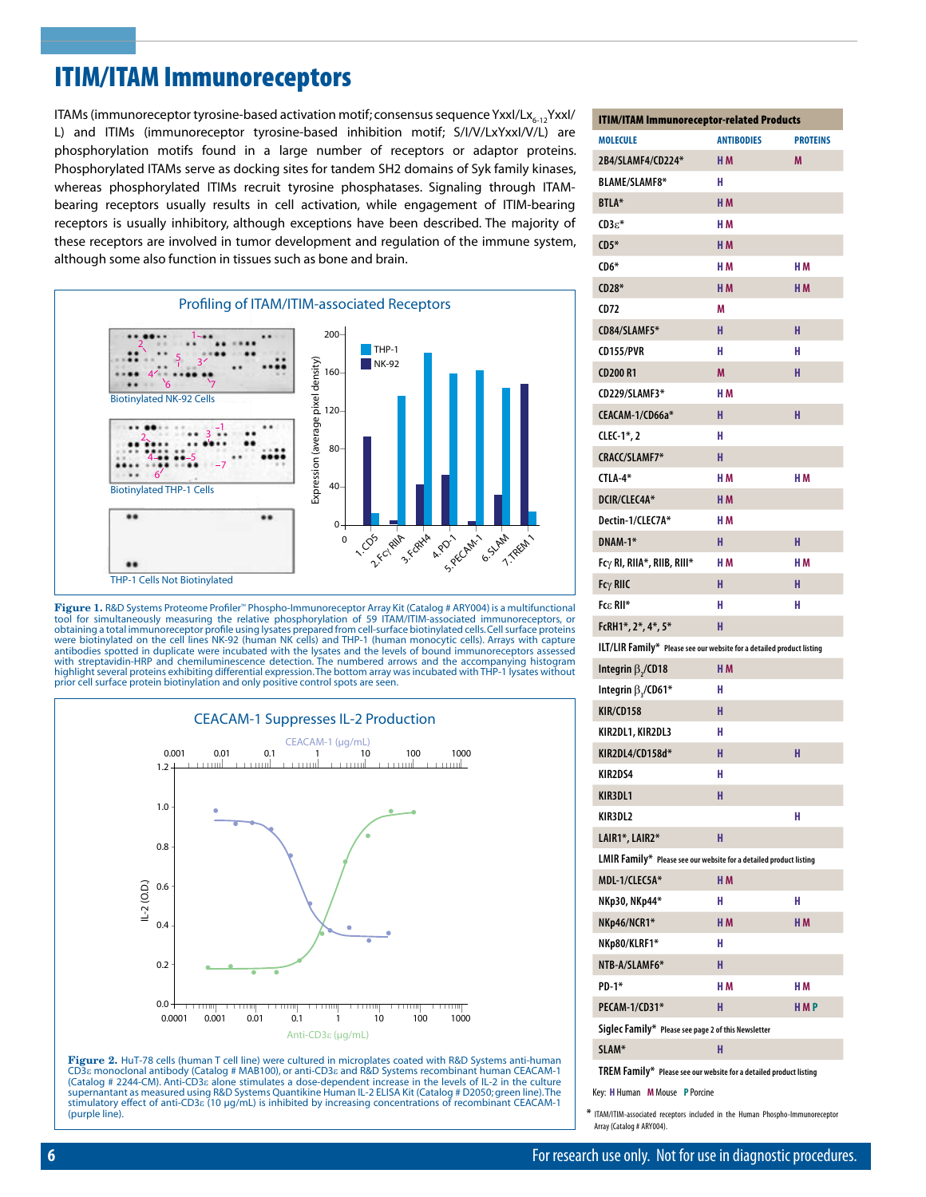# ITIM/ITAM Immunoreceptors

ITAMs (immunoreceptor tyrosine-based activation motif; consensus sequence YxxI/Lx$_{6\text{-}12}$YxxI/L) and ITIMs (immunoreceptor tyrosine-based inhibition motif; S/I/V/LxYxxI/V/L) are phosphorylation motifs found in a large number of receptors or adaptor proteins. Phosphorylated ITAMs serve as docking sites for tandem SH2 domains of Syk family kinases, whereas phosphorylated ITIMs recruit tyrosine phosphatases. Signaling through ITAM-bearing receptors usually results in cell activation, while engagement of ITIM-bearing receptors is usually inhibitory, although exceptions have been described. The majority of these receptors are involved in tumor development and regulation of the immune system, although some also function in tissues such as bone and brain.

**Figure 1.** R&D Systems Proteome Profiler™ Phospho-Immunoreceptor Array Kit (Catalog # ARY004) is a multifunctional tool for simultaneously measuring the relative phosphorylation of 59 ITAM/ITIM-associated immunoreceptors, or obtaining a total immunoreceptor profile using lysates prepared from cell-surface biotinylated cells. Cell surface proteins were biotinylated on the cell lines NK-92 (human NK cells) and THP-1 (human monocytic cells). Arrays with capture antibodies spotted in duplicate were incubated with the lysates and the levels of bound immunoreceptors assessed with streptavidin-HRP and chemiluminescence detection. The numbered arrows and the accompanying histogram highlight several proteins exhibiting differential expression. The bottom array was incubated with THP-1 lysates without prior cell surface protein biotinylation and only positive control spots are seen.

**Figure 2.** HuT-78 cells (human T cell line) were cultured in microplates coated with R&D Systems anti-human CD3ε monoclonal antibody (Catalog # MAB100), or anti-CD3ε and R&D Systems recombinant human CEACAM-1 (Catalog # 2244-CM). Anti-CD3ε alone stimulates a dose-dependent increase in the levels of IL-2 in the culture supernatant as measured using R&D Systems Quantikine Human IL-2 ELISA Kit (Catalog # D2050; green line). The stimulatory effect of anti-CD3ε (10 µg/mL) is inhibited by increasing concentrations of recombinant CEACAM-1 (purple line).

## ITIM/ITAM Immunoreceptor-related Products

| MOLECULE | ANTIBODIES | PROTEINS |
|---|---|---|
| 2B4/SLAMF4/CD224* | H M | M |
| BLAME/SLAMF8* | H | |
| BTLA* | H M | |
| CD3ε* | H M | |
| CD5* | H M | |
| CD6* | H M | H M |
| CD28* | H M | H M |
| CD72 | M | |
| CD84/SLAMF5* | H | H |
| CD155/PVR | H | H |
| CD200 R1 | M | H |
| CD229/SLAMF3* | H M | |
| CEACAM-1/CD66a* | H | H |
| CLEC-1*, 2 | H | |
| CRACC/SLAMF7* | H | |
| CTLA-4* | H M | H M |
| DCIR/CLEC4A* | H M | |
| Dectin-1/CLEC7A* | H M | |
| DNAM-1* | H | H |
| Fcγ RI, RIIA*, RIIB, RIII* | H M | H M |
| Fcγ RIIC | H | H |
| Fcε RII* | H | H |
| FcRH1*, 2*, 4*, 5* | H | |
| ILT/LIR Family* Please see our website for a detailed product listing | | |
| Integrin $\beta_2$/CD18 | H M | |
| Integrin $\beta_3$/CD61* | H | |
| KIR/CD158 | H | |
| KIR2DL1, KIR2DL3 | H | |
| KIR2DL4/CD158d* | H | H |
| KIR2DS4 | H | |
| KIR3DL1 | H | |
| KIR3DL2 | | H |
| LAIR1*, LAIR2* | H | |
| LMIR Family* Please see our website for a detailed product listing | | |
| MDL-1/CLEC5A* | H M | |
| NKp30, NKp44* | H | H |
| NKp46/NCR1* | H M | H M |
| NKp80/KLRF1* | H | |
| NTB-A/SLAMF6* | H | |
| PD-1* | H M | H M |
| PECAM-1/CD31* | H | H M P |
| Siglec Family* Please see page 2 of this Newsletter | | |
| SLAM* | H | |
| TREM Family* Please see our website for a detailed product listing | | |

Key: **H** Human **M** Mouse **P** Porcine

* ITAM/ITIM-associated receptors included in the Human Phospho-Immunoreceptor Array (Catalog # ARY004).

For research use only. Not for use in diagnostic procedures.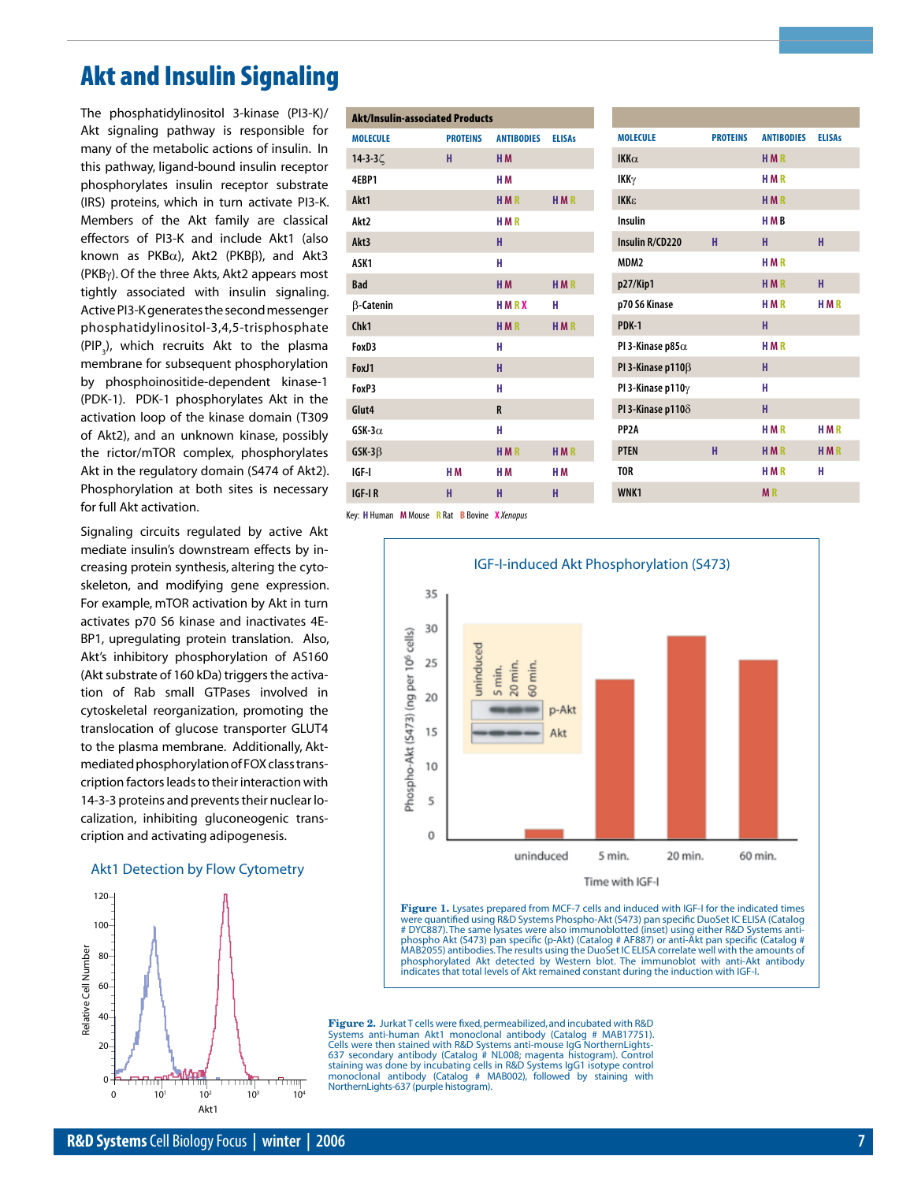# Akt and Insulin Signaling

The phosphatidylinositol 3-kinase (PI3-K)/Akt signaling pathway is responsible for many of the metabolic actions of insulin. In this pathway, ligand-bound insulin receptor phosphorylates insulin receptor substrate (IRS) proteins, which in turn activate PI3-K. Members of the Akt family are classical effectors of PI3-K and include Akt1 (also known as PKBα), Akt2 (PKBβ), and Akt3 (PKBγ). Of the three Akts, Akt2 appears most tightly associated with insulin signaling. Active PI3-K generates the second messenger phosphatidylinositol-3,4,5-trisphosphate ($PIP_3$), which recruits Akt to the plasma membrane for subsequent phosphorylation by phosphoinositide-dependent kinase-1 (PDK-1). PDK-1 phosphorylates Akt in the activation loop of the kinase domain (T309 of Akt2), and an unknown kinase, possibly the rictor/mTOR complex, phosphorylates Akt in the regulatory domain (S474 of Akt2). Phosphorylation at both sites is necessary for full Akt activation.

Signaling circuits regulated by active Akt mediate insulin's downstream effects by increasing protein synthesis, altering the cytoskeleton, and modifying gene expression. For example, mTOR activation by Akt in turn activates p70 S6 kinase and inactivates 4E-BP1, upregulating protein translation. Also, Akt's inhibitory phosphorylation of AS160 (Akt substrate of 160 kDa) triggers the activation of Rab small GTPases involved in cytoskeletal reorganization, promoting the translocation of glucose transporter GLUT4 to the plasma membrane. Additionally, Akt-mediated phosphorylation of FOX class transcription factors leads to their interaction with 14-3-3 proteins and prevents their nuclear localization, inhibiting gluconeogenic transcription and activating adipogenesis.

**Akt/Insulin-associated Products**

| MOLECULE | PROTEINS | ANTIBODIES | ELISAs |
|---|---|---|---|
| 14-3-3ζ | H | H M | |
| 4EBP1 | | H M | |
| Akt1 | | H M R | H M R |
| Akt2 | | H M R | |
| Akt3 | | H | |
| ASK1 | | H | |
| Bad | | H M | H M R |
| β-Catenin | | H M R X | H |
| Chk1 | | H M R | H M R |
| FoxD3 | | H | |
| FoxJ1 | | H | |
| FoxP3 | | H | |
| Glut4 | | R | |
| GSK-3α | | H | |
| GSK-3β | | H M R | H M R |
| IGF-I | H M | H M | H M |
| IGF-I R | H | H | H |
| IKKα | | H M R | |
| IKKγ | | H M R | |
| IKKε | | H M R | |
| Insulin | | H M B | |
| Insulin R/CD220 | H | H | H |
| MDM2 | | H M R | |
| p27/Kip1 | | H M R | H |
| p70 S6 Kinase | | H M R | H M R |
| PDK-1 | | H | |
| PI 3-Kinase p85α | | H M R | |
| PI 3-Kinase p110β | | H | |
| PI 3-Kinase p110γ | | H | |
| PI 3-Kinase p110δ | | H | |
| PP2A | | H M R | H M R |
| PTEN | H | H M R | H M R |
| TOR | | H M R | H |
| WNK1 | | M R | |

Key: H Human M Mouse R Rat B Bovine X *Xenopus*

**Figure 1.** Lysates prepared from MCF-7 cells and induced with IGF-I for the indicated times were quantified using R&D Systems Phospho-Akt (S473) pan specific DuoSet IC ELISA (Catalog # DYC887). The same lysates were also immunoblotted (inset) using either R&D Systems anti-phospho Akt (S473) pan specific (p-Akt) (Catalog # AF887) or anti-Akt pan specific (Catalog # MAB2055) antibodies. The results using the DuoSet IC ELISA correlate well with the amounts of phosphorylated Akt detected by Western blot. The immunoblot with anti-Akt antibody indicates that total levels of Akt remained constant during the induction with IGF-I.

**Figure 2.** Jurkat T cells were fixed, permeabilized, and incubated with R&D Systems anti-human Akt1 monoclonal antibody (Catalog # MAB17751). Cells were then stained with R&D Systems anti-mouse IgG NorthernLights-637 secondary antibody (Catalog # NL008; magenta histogram). Control staining was done by incubating cells in R&D Systems IgG1 isotype control monoclonal antibody (Catalog # MAB002), followed by staining with NorthernLights-637 (purple histogram).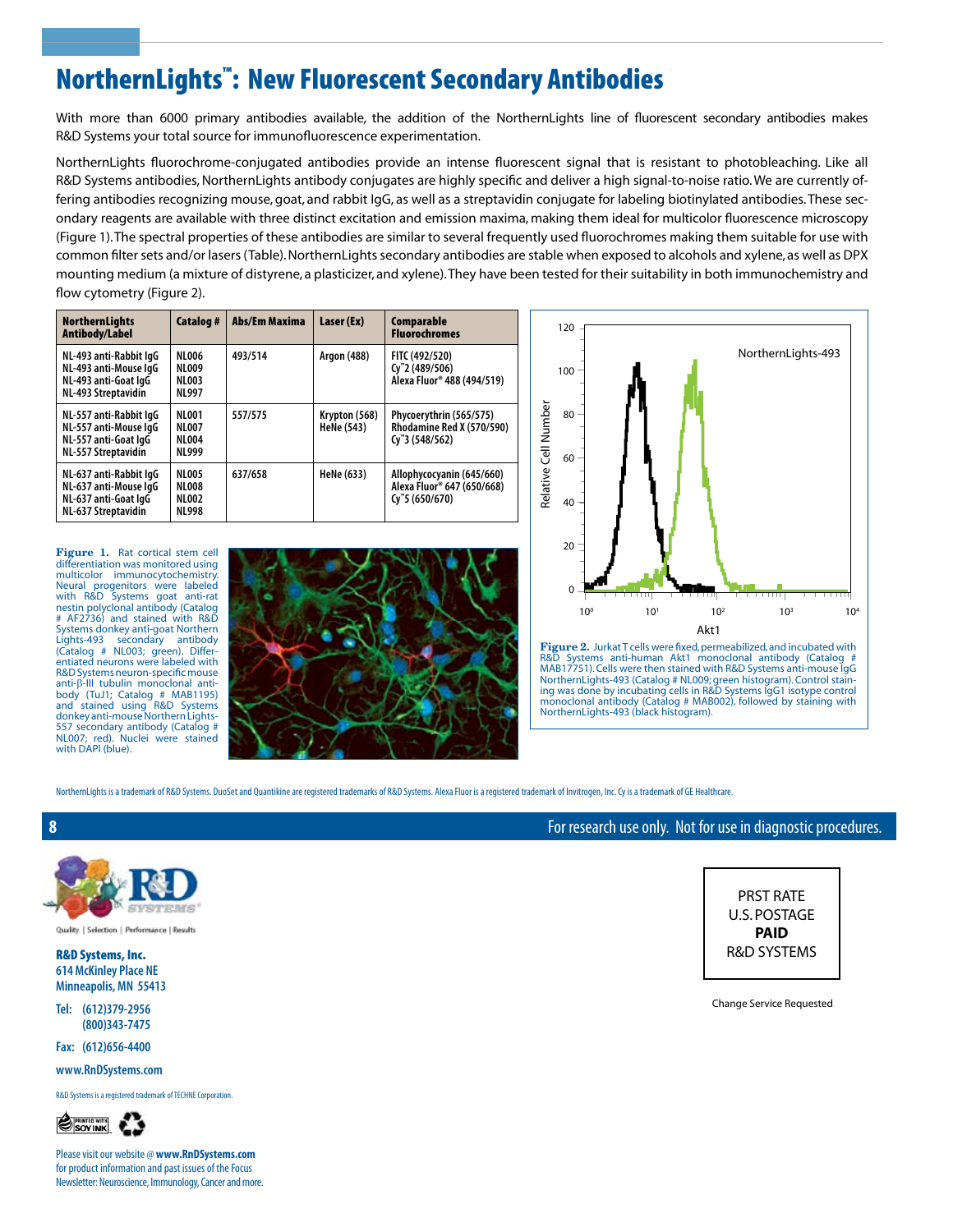# NorthernLights™: New Fluorescent Secondary Antibodies

With more than 6000 primary antibodies available, the addition of the NorthernLights line of fluorescent secondary antibodies makes R&D Systems your total source for immunofluorescence experimentation.

NorthernLights fluorochrome-conjugated antibodies provide an intense fluorescent signal that is resistant to photobleaching. Like all R&D Systems antibodies, NorthernLights antibody conjugates are highly specific and deliver a high signal-to-noise ratio. We are currently offering antibodies recognizing mouse, goat, and rabbit IgG, as well as a streptavidin conjugate for labeling biotinylated antibodies. These secondary reagents are available with three distinct excitation and emission maxima, making them ideal for multicolor fluorescence microscopy (Figure 1). The spectral properties of these antibodies are similar to several frequently used fluorochromes making them suitable for use with common filter sets and/or lasers (Table). NorthernLights secondary antibodies are stable when exposed to alcohols and xylene, as well as DPX mounting medium (a mixture of distyrene, a plasticizer, and xylene). They have been tested for their suitability in both immunochemistry and flow cytometry (Figure 2).

| NorthernLights Antibody/Label | Catalog # | Abs/Em Maxima | Laser (Ex) | Comparable Fluorochromes |
|---|---|---|---|---|
| NL-493 anti-Rabbit IgG<br>NL-493 anti-Mouse IgG<br>NL-493 anti-Goat IgG<br>NL-493 Streptavidin | NL006<br>NL009<br>NL003<br>NL997 | 493/514 | Argon (488) | FITC (492/520)<br>Cy™2 (489/506)<br>Alexa Fluor® 488 (494/519) |
| NL-557 anti-Rabbit IgG<br>NL-557 anti-Mouse IgG<br>NL-557 anti-Goat IgG<br>NL-557 Streptavidin | NL001<br>NL007<br>NL004<br>NL999 | 557/575 | Krypton (568)<br>HeNe (543) | Phycoerythrin (565/575)<br>Rhodamine Red X (570/590)<br>Cy™3 (548/562) |
| NL-637 anti-Rabbit IgG<br>NL-637 anti-Mouse IgG<br>NL-637 anti-Goat IgG<br>NL-637 Streptavidin | NL005<br>NL008<br>NL002<br>NL998 | 637/658 | HeNe (633) | Allophycocyanin (645/660)<br>Alexa Fluor® 647 (650/668)<br>Cy™5 (650/670) |

**Figure 1.** Rat cortical stem cell differentiation was monitored using multicolor immunocytochemistry. Neural progenitors were labeled with R&D Systems goat anti-rat nestin polyclonal antibody (Catalog # AF2736) and stained with R&D Systems donkey anti-goat Northern Lights-493 secondary antibody (Catalog # NL003; green). Differentiated neurons were labeled with R&D Systems neuron-specific mouse anti-β-III tubulin monoclonal antibody (TuJ1; Catalog # MAB1195) and stained using R&D Systems donkey anti-mouse NorthernLights-557 secondary antibody (Catalog # NL007; red). Nuclei were stained with DAPI (blue).

NorthernLights-493

Relative Cell Number

120
100
80
60
40
20
0

$10^0$ $10^1$ $10^2$ $10^3$ $10^4$

Akt1

**Figure 2.** Jurkat T cells were fixed, permeabilized, and incubated with R&D Systems anti-human Akt1 monoclonal antibody (Catalog # MAB17751). Cells were then stained with R&D Systems anti-mouse IgG NorthernLights-493 (Catalog # NL009; green histogram). Control staining was done by incubating cells in R&D Systems IgG1 isotype control monoclonal antibody (Catalog # MAB002), followed by staining with NorthernLights-493 (black histogram).

NorthernLights is a trademark of R&D Systems. DuoSet and Quantikine are registered trademarks of R&D Systems. Alexa Fluor is a registered trademark of Invitrogen, Inc. Cy is a trademark of GE Healthcare.

For research use only. Not for use in diagnostic procedures.

Quality | Selection | Performance | Results

**R&D Systems, Inc.**
614 McKinley Place NE
Minneapolis, MN 55413

Tel: (612)379-2956
(800)343-7475

Fax: (612)656-4400

www.RnDSystems.com

R&D Systems is a registered trademark of TECHNE Corporation.

PRST RATE
U.S. POSTAGE
**PAID**
R&D SYSTEMS

Change Service Requested

Please visit our website @ **www.RnDSystems.com** for product information and past issues of the Focus Newsletter: Neuroscience, Immunology, Cancer and more.